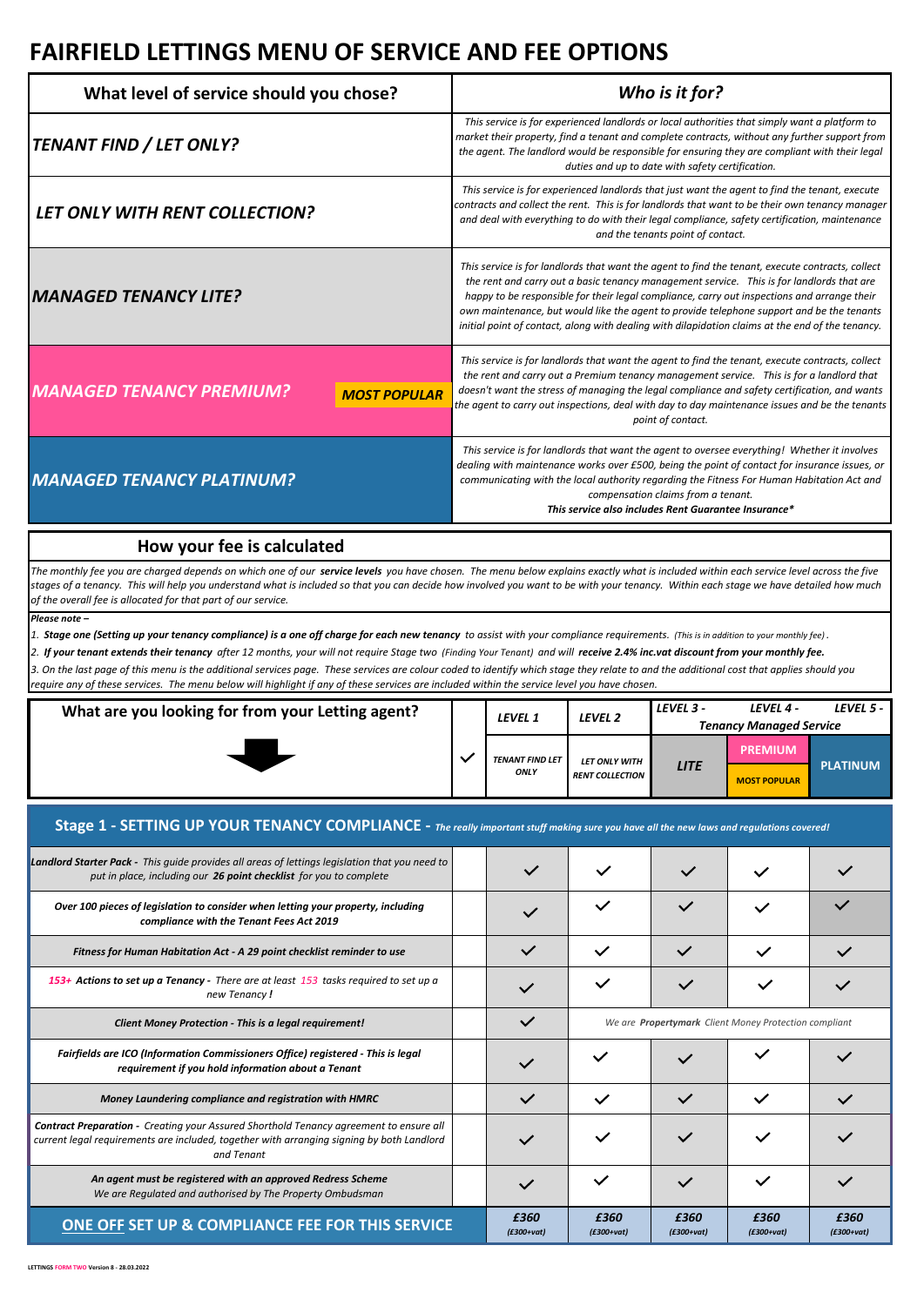# FAIRFIELD LETTINGS MENU OF SERVICE AND FEE OPTIONS

| What level of service should you chose? | Who is it for? |
|---|---|
| *TENANT FIND / LET ONLY?* | *This service is for experienced landlords or local authorities that simply want a platform to market their property, find a tenant and complete contracts, without any further support from the agent. The landlord would be responsible for ensuring they are compliant with their legal duties and up to date with safety certification.* |
| *LET ONLY WITH RENT COLLECTION?* | *This service is for experienced landlords that just want the agent to find the tenant, execute contracts and collect the rent. This is for landlords that want to be their own tenancy manager and deal with everything to do with their legal compliance, safety certification, maintenance and the tenants point of contact.* |
| *MANAGED TENANCY LITE?* | *This service is for landlords that want the agent to find the tenant, execute contracts, collect the rent and carry out a basic tenancy management service. This is for landlords that are happy to be responsible for their legal compliance, carry out inspections and arrange their own maintenance, but would like the agent to provide telephone support and be the tenants initial point of contact, along with dealing with dilapidation claims at the end of the tenancy.* |
| *MANAGED TENANCY PREMIUM?* ***MOST POPULAR*** | *This service is for landlords that want the agent to find the tenant, execute contracts, collect the rent and carry out a Premium tenancy management service. This is for a landlord that doesn't want the stress of managing the legal compliance and safety certification, and wants the agent to carry out inspections, deal with day to day maintenance issues and be the tenants point of contact.* |
| *MANAGED TENANCY PLATINUM?* | *This service is for landlords that want the agent to oversee everything! Whether it involves dealing with maintenance works over £500, being the point of contact for insurance issues, or communicating with the local authority regarding the Fitness For Human Habitation Act and compensation claims from a tenant.* ***This service also includes Rent Guarantee Insurance**** |

## How your fee is calculated

*The monthly fee you are charged depends on which one of our **service levels** you have chosen. The menu below explains exactly what is included within each service level across the five stages of a tenancy. This will help you understand what is included so that you can decide how involved you want to be with your tenancy. Within each stage we have detailed how much of the overall fee is allocated for that part of our service.*

***Please note –***

1. ***Stage one (Setting up your tenancy compliance) is a one off charge for each new tenancy*** *to assist with your compliance requirements. (This is in addition to your monthly fee).*
2. ***If your tenant extends their tenancy*** *after 12 months, your will not require Stage two (Finding Your Tenant) and will **receive 2.4% inc.vat discount from your monthly fee.***
3. *On the last page of this menu is the additional services page. These services are colour coded to identify which stage they relate to and the additional cost that applies should you require any of these services. The menu below will highlight if any of these services are included within the service level you have chosen.*

| What are you looking for from your Letting agent? | ✓ | LEVEL 1 | LEVEL 2 | LEVEL 3 - Tenancy Managed Service | LEVEL 4 - Tenancy Managed Service | LEVEL 5 - Tenancy Managed Service |
|---|---|---|---|---|---|---|
| | | TENANT FIND LET ONLY | LET ONLY WITH RENT COLLECTION | LITE | PREMIUM (MOST POPULAR) | PLATINUM |
| **Stage 1 - SETTING UP YOUR TENANCY COMPLIANCE -** *The really important stuff making sure you have all the new laws and regulations covered!* | | | | | | |
| ***Landlord Starter Pack -*** *This guide provides all areas of lettings legislation that you need to put in place, including our **26 point checklist** for you to complete* | | ✓ | ✓ | ✓ | ✓ | ✓ |
| *Over 100 pieces of legislation to consider when letting your property, including compliance with the Tenant Fees Act 2019* | | ✓ | ✓ | ✓ | ✓ | ✓ |
| *Fitness for Human Habitation Act - A 29 point checklist reminder to use* | | ✓ | ✓ | ✓ | ✓ | ✓ |
| ***153+ Actions to set up a Tenancy -*** *There are at least 153 tasks required to set up a new Tenancy!* | | ✓ | ✓ | ✓ | ✓ | ✓ |
| *Client Money Protection - This is a legal requirement!* | | ✓ | *We are **Propertymark** Client Money Protection compliant* | | | |
| *Fairfields are ICO (Information Commissioners Office) registered - This is legal requirement if you hold information about a Tenant* | | ✓ | ✓ | ✓ | ✓ | ✓ |
| *Money Laundering compliance and registration with HMRC* | | ✓ | ✓ | ✓ | ✓ | ✓ |
| ***Contract Preparation -*** *Creating your Assured Shorthold Tenancy agreement to ensure all current legal requirements are included, together with arranging signing by both Landlord and Tenant* | | ✓ | ✓ | ✓ | ✓ | ✓ |
| *An agent must be registered with an approved Redress Scheme We are Regulated and authorised by The Property Ombudsman* | | ✓ | ✓ | ✓ | ✓ | ✓ |
| **ONE OFF SET UP & COMPLIANCE FEE FOR THIS SERVICE** | | £360 (£300+vat) | £360 (£300+vat) | £360 (£300+vat) | £360 (£300+vat) | £360 (£300+vat) |

LETTINGS FORM TWO Version 8 - 28.03.2022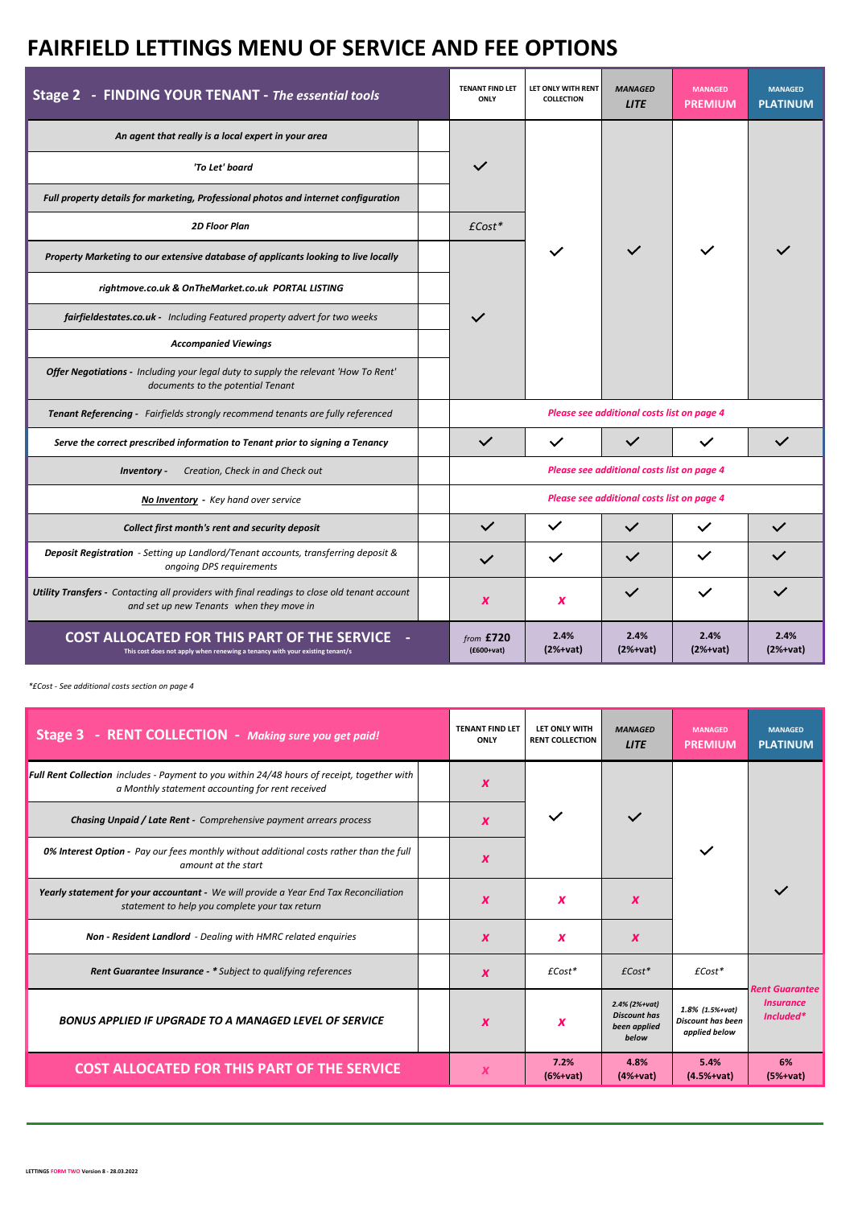# FAIRFIELD LETTINGS MENU OF SERVICE AND FEE OPTIONS

| Stage 2 - FINDING YOUR TENANT - *The essential tools* | TENANT FIND LET ONLY | LET ONLY WITH RENT COLLECTION | *MANAGED LITE* | MANAGED PREMIUM | MANAGED PLATINUM |
|---|---|---|---|---|---|
| *An agent that really is a local expert in your area* | ✓ | ✓ | ✓ | ✓ | ✓ |
| *'To Let' board* | ✓ | ✓ | ✓ | ✓ | ✓ |
| *Full property details for marketing, Professional photos and internet configuration* | ✓ | ✓ | ✓ | ✓ | ✓ |
| *2D Floor Plan* | *£Cost** | ✓ | ✓ | ✓ | ✓ |
| *Property Marketing to our extensive database of applicants looking to live locally* | ✓ | ✓ | ✓ | ✓ | ✓ |
| *rightmove.co.uk & OnTheMarket.co.uk PORTAL LISTING* | ✓ | ✓ | ✓ | ✓ | ✓ |
| ***fairfieldestates.co.uk** - Including Featured property advert for two weeks* | ✓ | ✓ | ✓ | ✓ | ✓ |
| *Accompanied Viewings* | ✓ | ✓ | ✓ | ✓ | ✓ |
| ***Offer Negotiations** - Including your legal duty to supply the relevant 'How To Rent' documents to the potential Tenant* | ✓ | ✓ | ✓ | ✓ | ✓ |
| ***Tenant Referencing** - Fairfields strongly recommend tenants are fully referenced* | *Please see additional costs list on page 4* | | | | |
| *Serve the correct prescribed information to Tenant prior to signing a Tenancy* | ✓ | ✓ | ✓ | ✓ | ✓ |
| ***Inventory** - Creation, Check in and Check out* | *Please see additional costs list on page 4* | | | | |
| ***No Inventory** - Key hand over service* | *Please see additional costs list on page 4* | | | | |
| *Collect first month's rent and security deposit* | ✓ | ✓ | ✓ | ✓ | ✓ |
| ***Deposit Registration** - Setting up Landlord/Tenant accounts, transferring deposit & ongoing DPS requirements* | ✓ | ✓ | ✓ | ✓ | ✓ |
| ***Utility Transfers** - Contacting all providers with final readings to close old tenant account and set up new Tenants when they move in* | ✗ | ✗ | ✓ | ✓ | ✓ |
| **COST ALLOCATED FOR THIS PART OF THE SERVICE** - This cost does not apply when renewing a tenancy with your existing tenant/s | *from* **£720** (£600+vat) | **2.4% (2%+vat)** | **2.4% (2%+vat)** | **2.4% (2%+vat)** | **2.4% (2%+vat)** |

**Cost - See additional costs section on page 4*

| Stage 3 - RENT COLLECTION - *Making sure you get paid!* | TENANT FIND LET ONLY | LET ONLY WITH RENT COLLECTION | *MANAGED LITE* | MANAGED PREMIUM | MANAGED PLATINUM |
|---|---|---|---|---|---|
| ***Full Rent Collection** includes - Payment to you within 24/48 hours of receipt, together with a Monthly statement accounting for rent received* | ✗ | ✓ | ✓ | ✓ | ✓ |
| ***Chasing Unpaid / Late Rent** - Comprehensive payment arrears process* | ✗ | ✓ | ✓ | ✓ | ✓ |
| ***0% Interest Option** - Pay our fees monthly without additional costs rather than the full amount at the start* | ✗ | ✓ | ✓ | ✓ | ✓ |
| ***Yearly statement for your accountant** - We will provide a Year End Tax Reconciliation statement to help you complete your tax return* | ✗ | ✗ | ✗ | ✓ | ✓ |
| ***Non - Resident Landlord** - Dealing with HMRC related enquiries* | ✗ | ✗ | ✗ | ✓ | ✓ |
| ***Rent Guarantee Insurance** - * Subject to qualifying references* | ✗ | *£Cost** | *£Cost** | *£Cost** | *Rent Guarantee Insurance Included** |
| ***BONUS APPLIED IF UPGRADE TO A MANAGED LEVEL OF SERVICE*** | ✗ | ✗ | *2.4% (2%+vat) Discount has been applied below* | *1.8% (1.5%+vat) Discount has been applied below* | *Rent Guarantee Insurance Included** |
| **COST ALLOCATED FOR THIS PART OF THE SERVICE** | ✗ | **7.2% (6%+vat)** | **4.8% (4%+vat)** | **5.4% (4.5%+vat)** | **6% (5%+vat)** |

LETTINGS FORM TWO Version 8 - 28.03.2022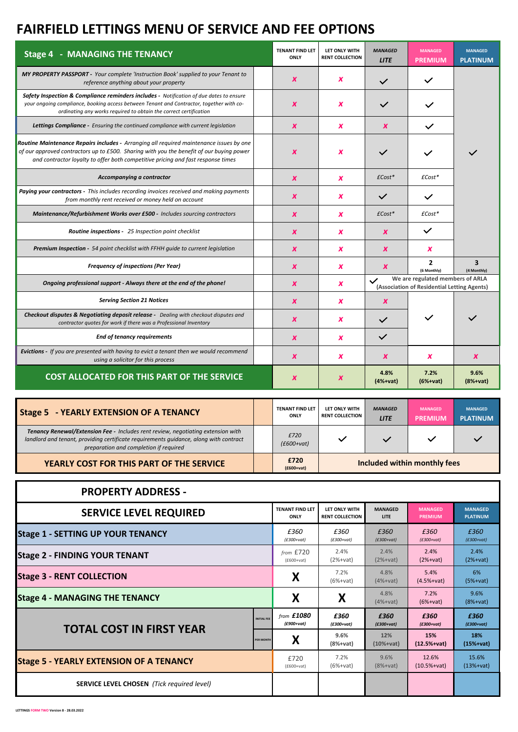# FAIRFIELD LETTINGS MENU OF SERVICE AND FEE OPTIONS

| Stage 4 - MANAGING THE TENANCY | TENANT FIND LET ONLY | LET ONLY WITH RENT COLLECTION | MANAGED LITE | MANAGED PREMIUM | MANAGED PLATINUM |
|---|---|---|---|---|---|
| ***MY PROPERTY PASSPORT** - Your complete 'Instruction Book' supplied to your Tenant to reference anything about your property* | ✗ | ✗ | ✓ | ✓ | ✓ |
| ***Safety Inspection & Compliance reminders includes** - Notification of due dates to ensure your ongoing compliance, booking access between Tenant and Contractor, together with co-ordinating any works required to obtain the correct certification* | ✗ | ✗ | ✓ | ✓ | |
| ***Lettings Compliance** - Ensuring the continued compliance with current legislation* | ✗ | ✗ | ✗ | ✓ | |
| ***Routine Maintenance Repairs includes** - Arranging all required maintenance issues by one of our approved contractors up to £500. Sharing with you the benefit of our buying power and contractor loyalty to offer both competitive pricing and fast response times* | ✗ | ✗ | ✓ | ✓ | |
| ***Accompanying a contractor*** | ✗ | ✗ | £Cost* | £Cost* | |
| ***Paying your contractors** - This includes recording invoices received and making payments from monthly rent received or money held on account* | ✗ | ✗ | ✓ | ✓ | |
| ***Maintenance/Refurbishment Works over £500** - Includes sourcing contractors* | ✗ | ✗ | £Cost* | £Cost* | |
| ***Routine inspections** - 25 Inspection point checklist* | ✗ | ✗ | ✗ | ✓ | |
| ***Premium Inspection** - 54 point checklist with FFHH guide to current legislation* | ✗ | ✗ | ✗ | ✗ | |
| ***Frequency of inspections (Per Year)*** | ✗ | ✗ | ✗ | 2 (6 Monthly) | 3 (4 Monthly) |
| ***Ongoing professional support - Always there at the end of the phone!*** | ✗ | ✗ | ✓ We are regulated members of ARLA (Association of Residential Letting Agents) | | |
| ***Serving Section 21 Notices*** | ✗ | ✗ | ✗ | ✓ | ✓ |
| ***Checkout disputes & Negotiating deposit release** - Dealing with checkout disputes and contractor quotes for work if there was a Professional Inventory* | ✗ | ✗ | ✓ | | |
| ***End of tenancy requirements*** | ✗ | ✗ | ✓ | | |
| ***Evictions** - If you are presented with having to evict a tenant then we would recommend using a solicitor for this process* | ✗ | ✗ | ✗ | ✗ | ✗ |
| **COST ALLOCATED FOR THIS PART OF THE SERVICE** | ✗ | ✗ | **4.8% (4%+vat)** | **7.2% (6%+vat)** | **9.6% (8%+vat)** |

| Stage 5 - YEARLY EXTENSION OF A TENANCY | TENANT FIND LET ONLY | LET ONLY WITH RENT COLLECTION | MANAGED LITE | MANAGED PREMIUM | MANAGED PLATINUM |
|---|---|---|---|---|---|
| ***Tenancy Renewal/Extension Fee** - Includes rent review, negotiating extension with landlord and tenant, providing certificate requirements guidance, along with contract preparation and completion if required* | £720 (£600+vat) | ✓ | ✓ | ✓ | ✓ |
| **YEARLY COST FOR THIS PART OF THE SERVICE** | **£720 (£600+vat)** | **Included within monthly fees** | | | |

**PROPERTY ADDRESS -**

| SERVICE LEVEL REQUIRED | | TENANT FIND LET ONLY | LET ONLY WITH RENT COLLECTION | MANAGED LITE | MANAGED PREMIUM | MANAGED PLATINUM |
|---|---|---|---|---|---|---|
| **Stage 1 - SETTING UP YOUR TENANCY** | | £360 (£300+vat) | £360 (£300+vat) | £360 (£300+vat) | £360 (£300+vat) | £360 (£300+vat) |
| **Stage 2 - FINDING YOUR TENANT** | | from £720 (£600+vat) | 2.4% (2%+vat) | 2.4% (2%+vat) | 2.4% (2%+vat) | 2.4% (2%+vat) |
| **Stage 3 - RENT COLLECTION** | | X | 7.2% (6%+vat) | 4.8% (4%+vat) | 5.4% (4.5%+vat) | 6% (5%+vat) |
| **Stage 4 - MANAGING THE TENANCY** | | X | X | 4.8% (4%+vat) | 7.2% (6%+vat) | 9.6% (8%+vat) |
| **TOTAL COST IN FIRST YEAR** | INITIAL FEE | ***from £1080 (£900+vat)*** | ***£360 (£300+vat)*** | ***£360 (£300+vat)*** | ***£360 (£300+vat)*** | ***£360 (£300+vat)*** |
| | PER MONTH | X | **9.6% (8%+vat)** | **12% (10%+vat)** | **15% (12.5%+vat)** | **18% (15%+vat)** |
| **Stage 5 - YEARLY EXTENSION OF A TENANCY** | | £720 (£600+vat) | 7.2% (6%+vat) | 9.6% (8%+vat) | 12.6% (10.5%+vat) | 15.6% (13%+vat) |
| **SERVICE LEVEL CHOSEN** *(Tick required level)* | | | | | | |

LETTINGS FORM TWO Version 8 - 28.03.2022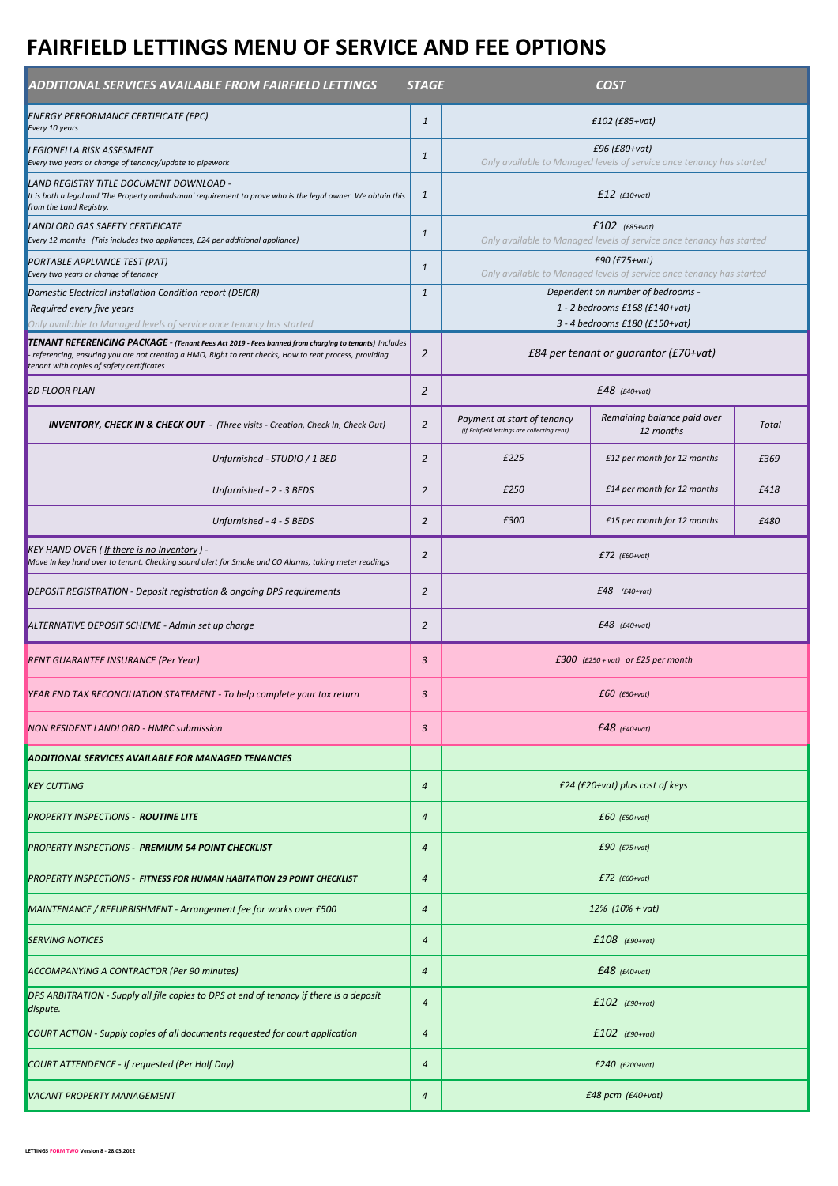# FAIRFIELD LETTINGS MENU OF SERVICE AND FEE OPTIONS

| *ADDITIONAL SERVICES AVAILABLE FROM FAIRFIELD LETTINGS* | *STAGE* | *COST* | | |
|---|---|---|---|---|
| *ENERGY PERFORMANCE CERTIFICATE (EPC)* *Every 10 years* | *1* | *£102 (£85+vat)* | | |
| *LEGIONELLA RISK ASSESMENT* *Every two years or change of tenancy/update to pipework* | *1* | *£96 (£80+vat)* *Only available to Managed levels of service once tenancy has started* | | |
| *LAND REGISTRY TITLE DOCUMENT DOWNLOAD -* *It is both a legal and 'The Property ombudsman' requirement to prove who is the legal owner. We obtain this from the Land Registry.* | *1* | *£12 (£10+vat)* | | |
| *LANDLORD GAS SAFETY CERTIFICATE* *Every 12 months (This includes two appliances, £24 per additional appliance)* | *1* | *£102 (£85+vat)* *Only available to Managed levels of service once tenancy has started* | | |
| *PORTABLE APPLIANCE TEST (PAT)* *Every two years or change of tenancy* | *1* | *£90 (£75+vat)* *Only available to Managed levels of service once tenancy has started* | | |
| *Domestic Electrical Installation Condition report (DEICR)* *Required every five years* *Only available to Managed levels of service once tenancy has started* | *1* | *Dependent on number of bedrooms -* *1 - 2 bedrooms £168 (£140+vat)* *3 - 4 bedrooms £180 (£150+vat)* | | |
| ***TENANT REFERENCING PACKAGE** - (Tenant Fees Act 2019 - Fees banned from charging to tenants) Includes - referencing, ensuring you are not creating a HMO, Right to rent checks, How to rent process, providing tenant with copies of safety certificates* | *2* | *£84 per tenant or guarantor (£70+vat)* | | |
| *2D FLOOR PLAN* | *2* | *£48 (£40+vat)* | | |
| ***INVENTORY, CHECK IN & CHECK OUT** - (Three visits - Creation, Check In, Check Out)* | *2* | *Payment at start of tenancy (If Fairfield lettings are collecting rent)* | *Remaining balance paid over 12 months* | *Total* |
| *Unfurnished - STUDIO / 1 BED* | *2* | *£225* | *£12 per month for 12 months* | *£369* |
| *Unfurnished - 2 - 3 BEDS* | *2* | *£250* | *£14 per month for 12 months* | *£418* |
| *Unfurnished - 4 - 5 BEDS* | *2* | *£300* | *£15 per month for 12 months* | *£480* |
| *KEY HAND OVER ( If there is no Inventory ) -* *Move In key hand over to tenant, Checking sound alert for Smoke and CO Alarms, taking meter readings* | *2* | *£72 (£60+vat)* | | |
| *DEPOSIT REGISTRATION - Deposit registration & ongoing DPS requirements* | *2* | *£48 (£40+vat)* | | |
| *ALTERNATIVE DEPOSIT SCHEME - Admin set up charge* | *2* | *£48 (£40+vat)* | | |
| *RENT GUARANTEE INSURANCE (Per Year)* | *3* | *£300 (£250 + vat) or £25 per month* | | |
| *YEAR END TAX RECONCILIATION STATEMENT - To help complete your tax return* | *3* | *£60 (£50+vat)* | | |
| *NON RESIDENT LANDLORD - HMRC submission* | *3* | *£48 (£40+vat)* | | |
| ***ADDITIONAL SERVICES AVAILABLE FOR MANAGED TENANCIES*** | | | | |
| *KEY CUTTING* | *4* | *£24 (£20+vat) plus cost of keys* | | |
| *PROPERTY INSPECTIONS - **ROUTINE LITE*** | *4* | *£60 (£50+vat)* | | |
| *PROPERTY INSPECTIONS - **PREMIUM 54 POINT CHECKLIST*** | *4* | *£90 (£75+vat)* | | |
| *PROPERTY INSPECTIONS - **FITNESS FOR HUMAN HABITATION 29 POINT CHECKLIST*** | *4* | *£72 (£60+vat)* | | |
| *MAINTENANCE / REFURBISHMENT - Arrangement fee for works over £500* | *4* | *12% (10% + vat)* | | |
| *SERVING NOTICES* | *4* | *£108 (£90+vat)* | | |
| *ACCOMPANYING A CONTRACTOR (Per 90 minutes)* | *4* | *£48 (£40+vat)* | | |
| *DPS ARBITRATION - Supply all file copies to DPS at end of tenancy if there is a deposit dispute.* | *4* | *£102 (£90+vat)* | | |
| *COURT ACTION - Supply copies of all documents requested for court application* | *4* | *£102 (£90+vat)* | | |
| *COURT ATTENDENCE - If requested (Per Half Day)* | *4* | *£240 (£200+vat)* | | |
| *VACANT PROPERTY MANAGEMENT* | *4* | *£48 pcm (£40+vat)* | | |

LETTINGS FORM TWO Version 8 - 28.03.2022